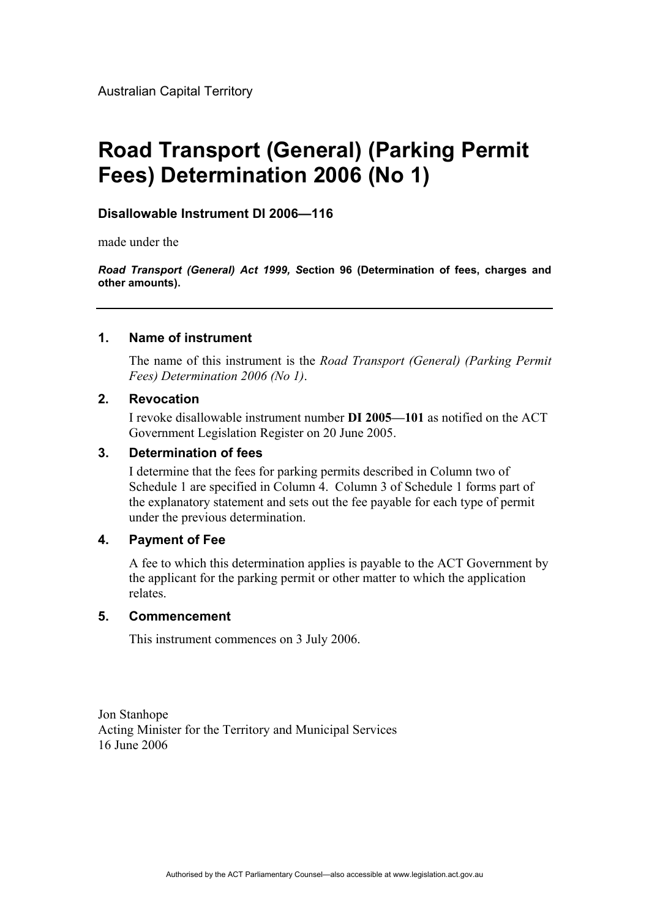Australian Capital Territory

# Road Transport (General) (Parking Permit Fees) Determination 2006 (No 1)

**Disallowable Instrument DI 2006—116**

made under the

***Road Transport (General) Act 1999, S*****ection 96 (Determination of fees, charges and other amounts).**

---

## 1. Name of instrument

The name of this instrument is the *Road Transport (General) (Parking Permit Fees) Determination 2006 (No 1)*.

## 2. Revocation

I revoke disallowable instrument number **DI 2005—101** as notified on the ACT Government Legislation Register on 20 June 2005.

## 3. Determination of fees

I determine that the fees for parking permits described in Column two of Schedule 1 are specified in Column 4. Column 3 of Schedule 1 forms part of the explanatory statement and sets out the fee payable for each type of permit under the previous determination.

## 4. Payment of Fee

A fee to which this determination applies is payable to the ACT Government by the applicant for the parking permit or other matter to which the application relates.

## 5. Commencement

This instrument commences on 3 July 2006.

Jon Stanhope
Acting Minister for the Territory and Municipal Services
16 June 2006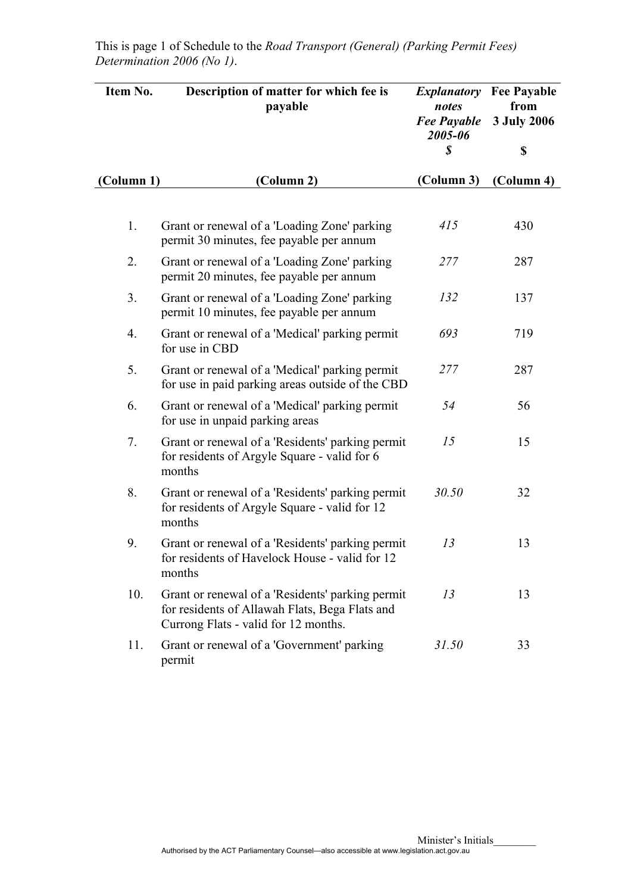This is page 1 of Schedule to the *Road Transport (General) (Parking Permit Fees) Determination 2006 (No 1)*.

| Item No. | Description of matter for which fee is payable | *Explanatory notes Fee Payable 2005-06* *$* | Fee Payable from 3 July 2006 $ |
|---|---|---|---|
| (Column 1) | (Column 2) | (Column 3) | (Column 4) |
| 1. | Grant or renewal of a 'Loading Zone' parking permit 30 minutes, fee payable per annum | *415* | 430 |
| 2. | Grant or renewal of a 'Loading Zone' parking permit 20 minutes, fee payable per annum | *277* | 287 |
| 3. | Grant or renewal of a 'Loading Zone' parking permit 10 minutes, fee payable per annum | *132* | 137 |
| 4. | Grant or renewal of a 'Medical' parking permit for use in CBD | *693* | 719 |
| 5. | Grant or renewal of a 'Medical' parking permit for use in paid parking areas outside of the CBD | *277* | 287 |
| 6. | Grant or renewal of a 'Medical' parking permit for use in unpaid parking areas | *54* | 56 |
| 7. | Grant or renewal of a 'Residents' parking permit for residents of Argyle Square - valid for 6 months | *15* | 15 |
| 8. | Grant or renewal of a 'Residents' parking permit for residents of Argyle Square - valid for 12 months | *30.50* | 32 |
| 9. | Grant or renewal of a 'Residents' parking permit for residents of Havelock House - valid for 12 months | *13* | 13 |
| 10. | Grant or renewal of a 'Residents' parking permit for residents of Allawah Flats, Bega Flats and Currong Flats - valid for 12 months. | *13* | 13 |
| 11. | Grant or renewal of a 'Government' parking permit | *31.50* | 33 |

Minister's Initials________